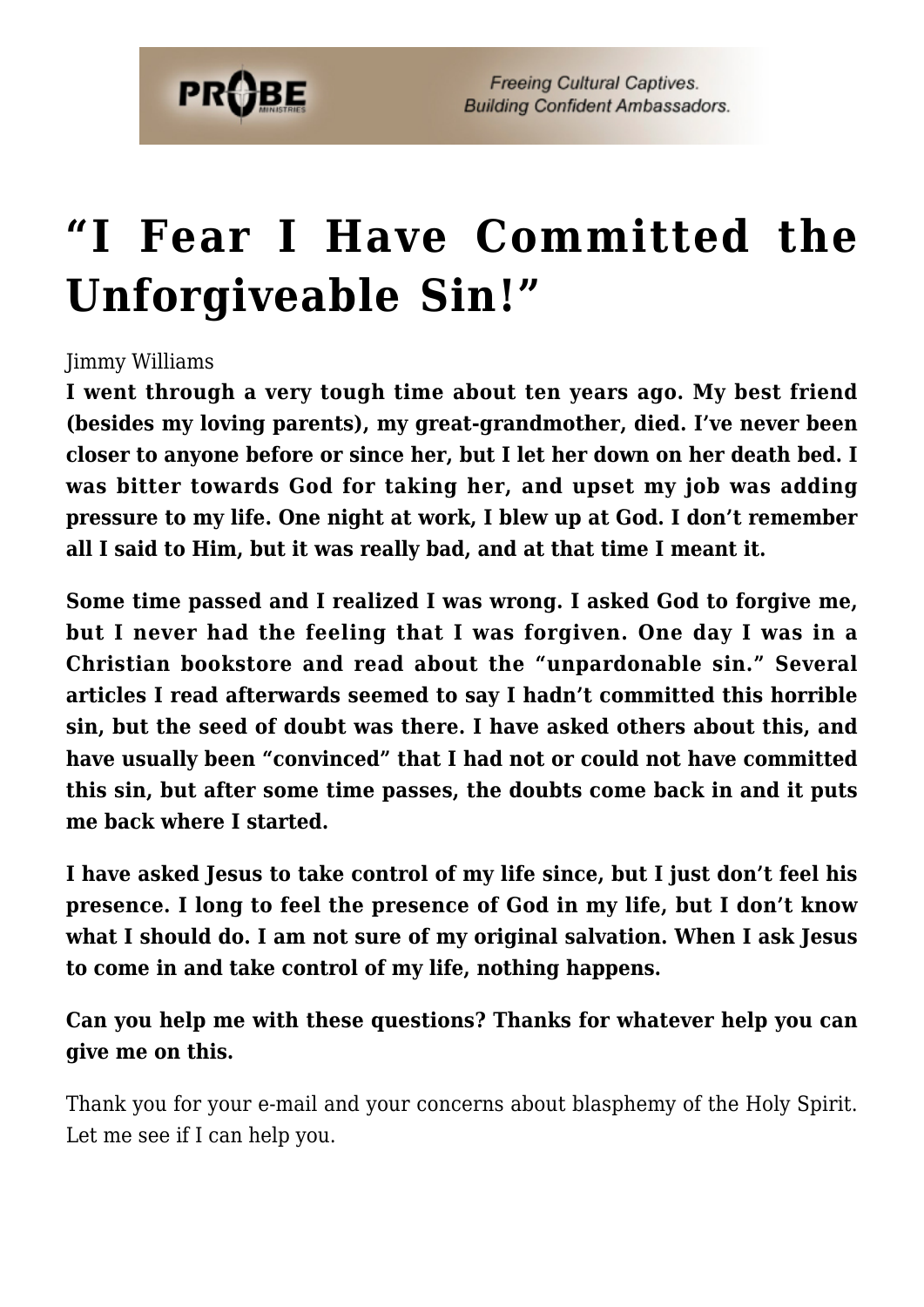# “I Fear I Have Committed the Unforgiveable Sin!”

Jimmy Williams

**I went through a very tough time about ten years ago. My best friend (besides my loving parents), my great-grandmother, died. I’ve never been closer to anyone before or since her, but I let her down on her death bed. I was bitter towards God for taking her, and upset my job was adding pressure to my life. One night at work, I blew up at God. I don’t remember all I said to Him, but it was really bad, and at that time I meant it.**

**Some time passed and I realized I was wrong. I asked God to forgive me, but I never had the feeling that I was forgiven. One day I was in a Christian bookstore and read about the “unpardonable sin.” Several articles I read afterwards seemed to say I hadn’t committed this horrible sin, but the seed of doubt was there. I have asked others about this, and have usually been “convinced” that I had not or could not have committed this sin, but after some time passes, the doubts come back in and it puts me back where I started.**

**I have asked Jesus to take control of my life since, but I just don’t feel his presence. I long to feel the presence of God in my life, but I don’t know what I should do. I am not sure of my original salvation. When I ask Jesus to come in and take control of my life, nothing happens.**

**Can you help me with these questions? Thanks for whatever help you can give me on this.**

Thank you for your e-mail and your concerns about blasphemy of the Holy Spirit. Let me see if I can help you.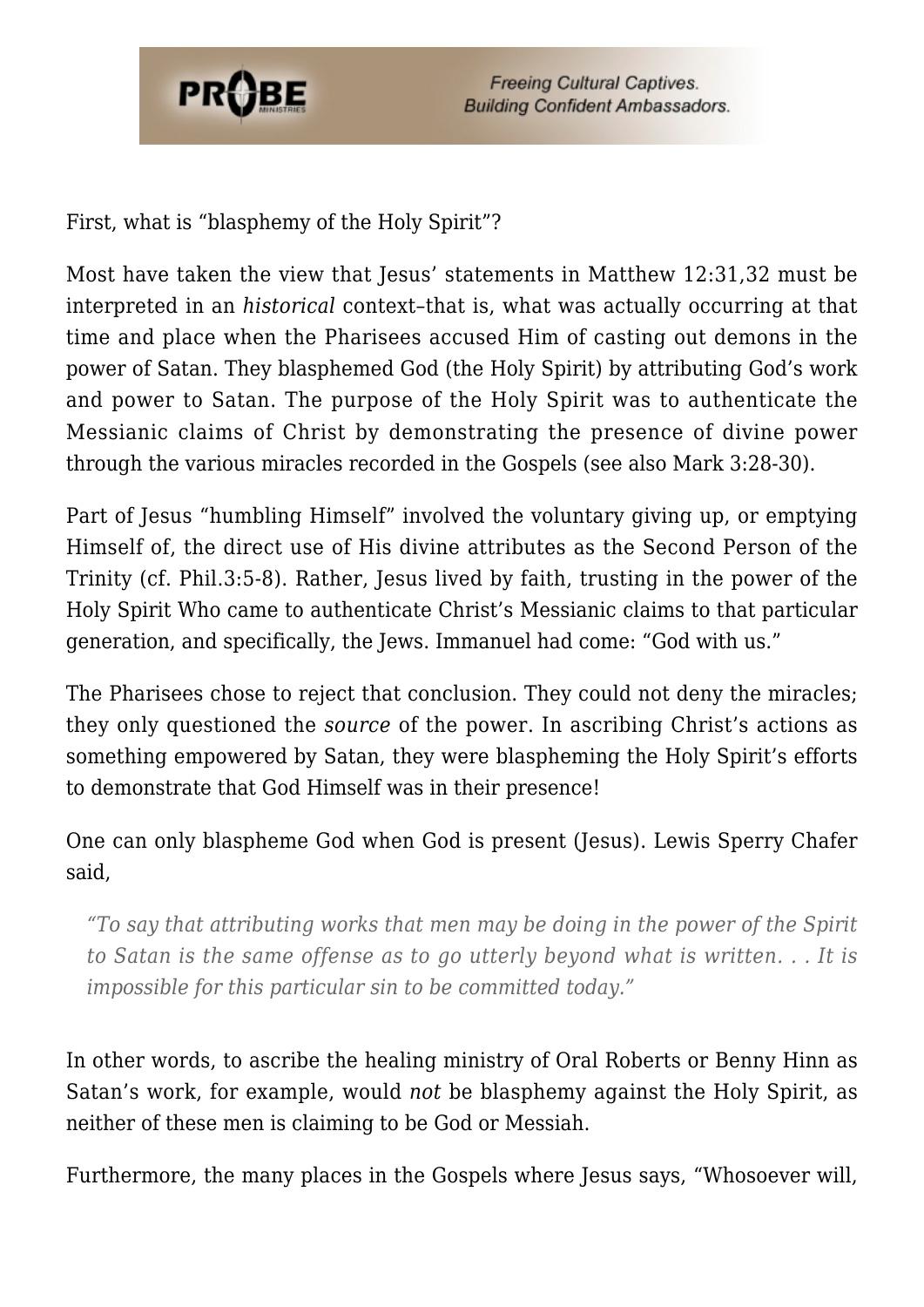First, what is "blasphemy of the Holy Spirit"?

Most have taken the view that Jesus' statements in Matthew 12:31,32 must be interpreted in an *historical* context–that is, what was actually occurring at that time and place when the Pharisees accused Him of casting out demons in the power of Satan. They blasphemed God (the Holy Spirit) by attributing God's work and power to Satan. The purpose of the Holy Spirit was to authenticate the Messianic claims of Christ by demonstrating the presence of divine power through the various miracles recorded in the Gospels (see also Mark 3:28-30).

Part of Jesus "humbling Himself" involved the voluntary giving up, or emptying Himself of, the direct use of His divine attributes as the Second Person of the Trinity (cf. Phil.3:5-8). Rather, Jesus lived by faith, trusting in the power of the Holy Spirit Who came to authenticate Christ's Messianic claims to that particular generation, and specifically, the Jews. Immanuel had come: "God with us."

The Pharisees chose to reject that conclusion. They could not deny the miracles; they only questioned the *source* of the power. In ascribing Christ's actions as something empowered by Satan, they were blaspheming the Holy Spirit's efforts to demonstrate that God Himself was in their presence!

One can only blaspheme God when God is present (Jesus). Lewis Sperry Chafer said,

> *"To say that attributing works that men may be doing in the power of the Spirit to Satan is the same offense as to go utterly beyond what is written. . . It is impossible for this particular sin to be committed today."*

In other words, to ascribe the healing ministry of Oral Roberts or Benny Hinn as Satan's work, for example, would *not* be blasphemy against the Holy Spirit, as neither of these men is claiming to be God or Messiah.

Furthermore, the many places in the Gospels where Jesus says, "Whosoever will,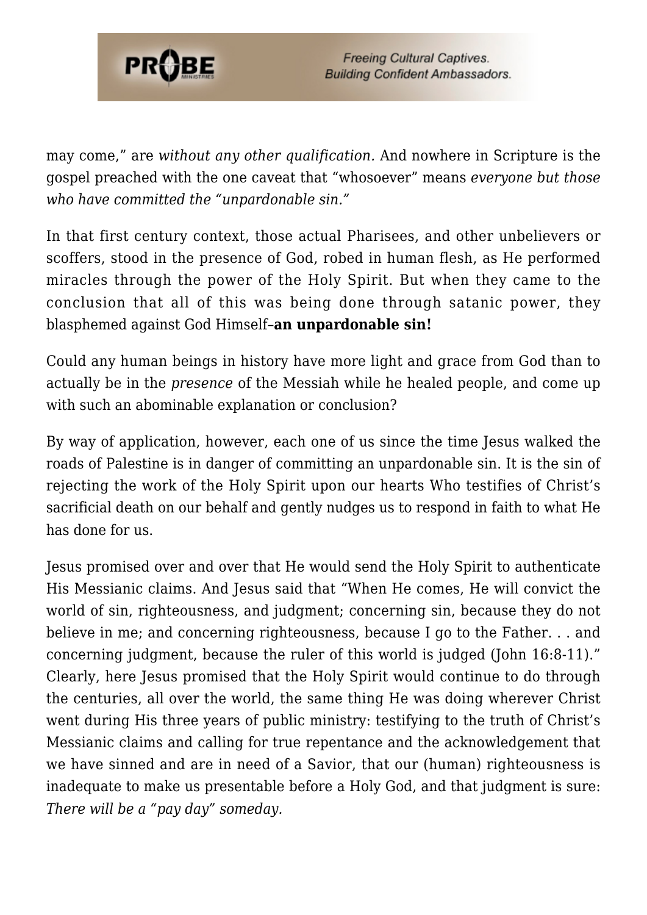may come," are *without any other qualification.* And nowhere in Scripture is the gospel preached with the one caveat that "whosoever" means *everyone but those who have committed the "unpardonable sin."*

In that first century context, those actual Pharisees, and other unbelievers or scoffers, stood in the presence of God, robed in human flesh, as He performed miracles through the power of the Holy Spirit. But when they came to the conclusion that all of this was being done through satanic power, they blasphemed against God Himself–**an unpardonable sin!**

Could any human beings in history have more light and grace from God than to actually be in the *presence* of the Messiah while he healed people, and come up with such an abominable explanation or conclusion?

By way of application, however, each one of us since the time Jesus walked the roads of Palestine is in danger of committing an unpardonable sin. It is the sin of rejecting the work of the Holy Spirit upon our hearts Who testifies of Christ's sacrificial death on our behalf and gently nudges us to respond in faith to what He has done for us.

Jesus promised over and over that He would send the Holy Spirit to authenticate His Messianic claims. And Jesus said that "When He comes, He will convict the world of sin, righteousness, and judgment; concerning sin, because they do not believe in me; and concerning righteousness, because I go to the Father. . . and concerning judgment, because the ruler of this world is judged (John 16:8-11)." Clearly, here Jesus promised that the Holy Spirit would continue to do through the centuries, all over the world, the same thing He was doing wherever Christ went during His three years of public ministry: testifying to the truth of Christ's Messianic claims and calling for true repentance and the acknowledgement that we have sinned and are in need of a Savior, that our (human) righteousness is inadequate to make us presentable before a Holy God, and that judgment is sure: *There will be a "pay day" someday.*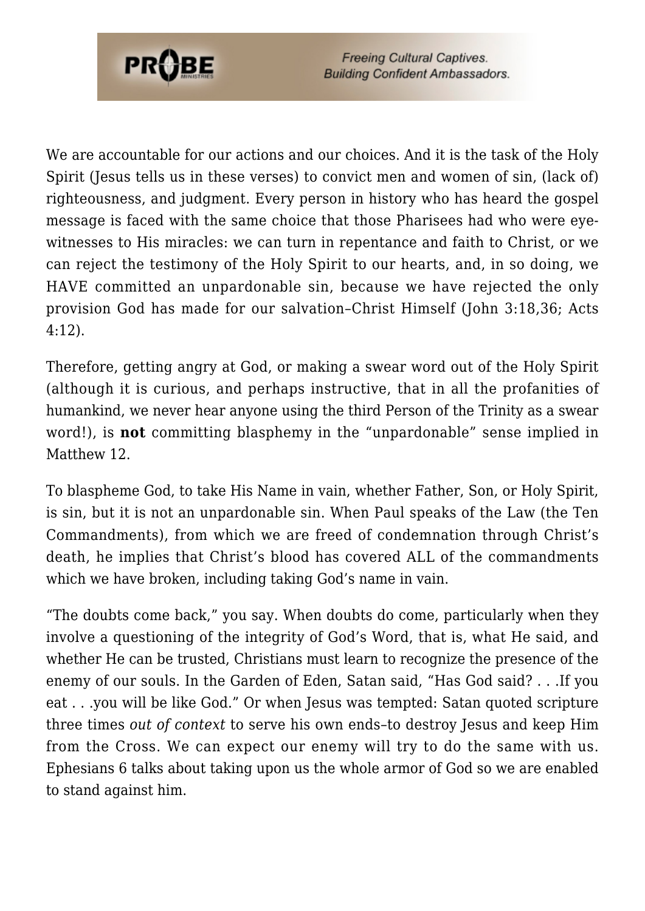We are accountable for our actions and our choices. And it is the task of the Holy Spirit (Jesus tells us in these verses) to convict men and women of sin, (lack of) righteousness, and judgment. Every person in history who has heard the gospel message is faced with the same choice that those Pharisees had who were eye-witnesses to His miracles: we can turn in repentance and faith to Christ, or we can reject the testimony of the Holy Spirit to our hearts, and, in so doing, we HAVE committed an unpardonable sin, because we have rejected the only provision God has made for our salvation–Christ Himself (John 3:18,36; Acts 4:12).

Therefore, getting angry at God, or making a swear word out of the Holy Spirit (although it is curious, and perhaps instructive, that in all the profanities of humankind, we never hear anyone using the third Person of the Trinity as a swear word!), is **not** committing blasphemy in the "unpardonable" sense implied in Matthew 12.

To blaspheme God, to take His Name in vain, whether Father, Son, or Holy Spirit, is sin, but it is not an unpardonable sin. When Paul speaks of the Law (the Ten Commandments), from which we are freed of condemnation through Christ's death, he implies that Christ's blood has covered ALL of the commandments which we have broken, including taking God's name in vain.

"The doubts come back," you say. When doubts do come, particularly when they involve a questioning of the integrity of God's Word, that is, what He said, and whether He can be trusted, Christians must learn to recognize the presence of the enemy of our souls. In the Garden of Eden, Satan said, "Has God said? . . .If you eat . . .you will be like God." Or when Jesus was tempted: Satan quoted scripture three times *out of context* to serve his own ends–to destroy Jesus and keep Him from the Cross. We can expect our enemy will try to do the same with us. Ephesians 6 talks about taking upon us the whole armor of God so we are enabled to stand against him.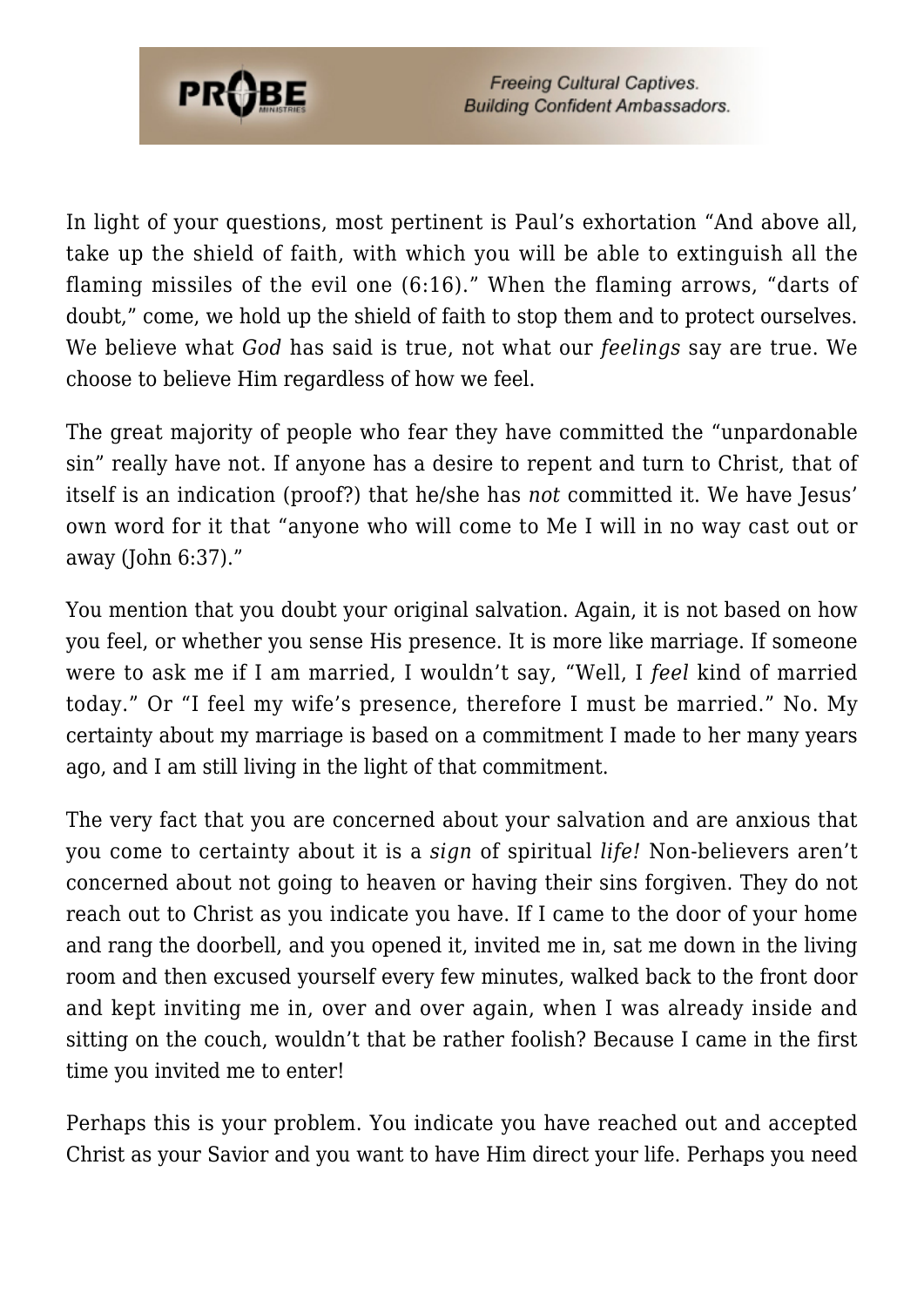In light of your questions, most pertinent is Paul's exhortation "And above all, take up the shield of faith, with which you will be able to extinguish all the flaming missiles of the evil one (6:16)." When the flaming arrows, "darts of doubt," come, we hold up the shield of faith to stop them and to protect ourselves. We believe what *God* has said is true, not what our *feelings* say are true. We choose to believe Him regardless of how we feel.

The great majority of people who fear they have committed the "unpardonable sin" really have not. If anyone has a desire to repent and turn to Christ, that of itself is an indication (proof?) that he/she has *not* committed it. We have Jesus' own word for it that "anyone who will come to Me I will in no way cast out or away (John 6:37)."

You mention that you doubt your original salvation. Again, it is not based on how you feel, or whether you sense His presence. It is more like marriage. If someone were to ask me if I am married, I wouldn't say, "Well, I *feel* kind of married today." Or "I feel my wife's presence, therefore I must be married." No. My certainty about my marriage is based on a commitment I made to her many years ago, and I am still living in the light of that commitment.

The very fact that you are concerned about your salvation and are anxious that you come to certainty about it is a *sign* of spiritual *life!* Non-believers aren't concerned about not going to heaven or having their sins forgiven. They do not reach out to Christ as you indicate you have. If I came to the door of your home and rang the doorbell, and you opened it, invited me in, sat me down in the living room and then excused yourself every few minutes, walked back to the front door and kept inviting me in, over and over again, when I was already inside and sitting on the couch, wouldn't that be rather foolish? Because I came in the first time you invited me to enter!

Perhaps this is your problem. You indicate you have reached out and accepted Christ as your Savior and you want to have Him direct your life. Perhaps you need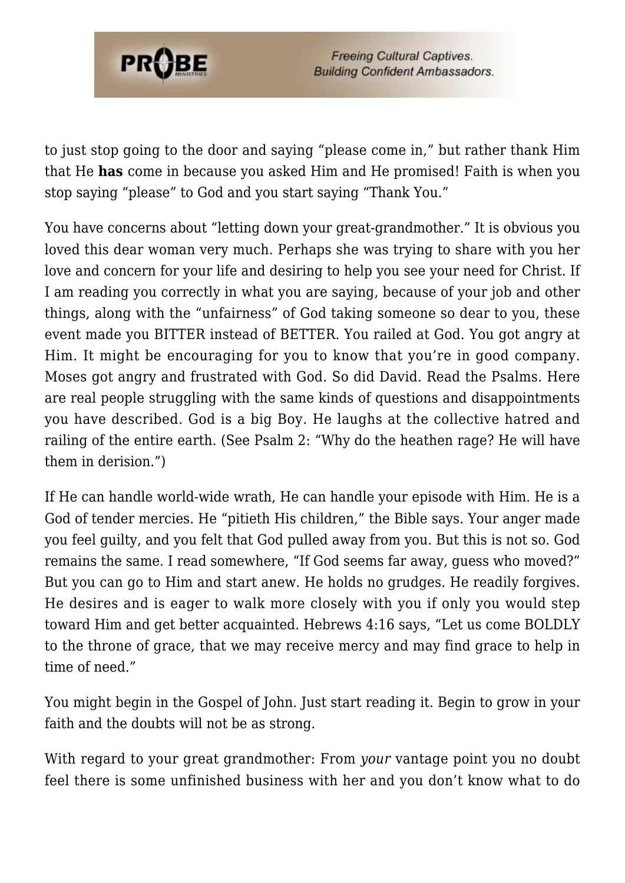to just stop going to the door and saying “please come in,” but rather thank Him that He **has** come in because you asked Him and He promised! Faith is when you stop saying “please” to God and you start saying “Thank You.”

You have concerns about “letting down your great-grandmother.” It is obvious you loved this dear woman very much. Perhaps she was trying to share with you her love and concern for your life and desiring to help you see your need for Christ. If I am reading you correctly in what you are saying, because of your job and other things, along with the “unfairness” of God taking someone so dear to you, these event made you BITTER instead of BETTER. You railed at God. You got angry at Him. It might be encouraging for you to know that you’re in good company. Moses got angry and frustrated with God. So did David. Read the Psalms. Here are real people struggling with the same kinds of questions and disappointments you have described. God is a big Boy. He laughs at the collective hatred and railing of the entire earth. (See Psalm 2: “Why do the heathen rage? He will have them in derision.”)

If He can handle world-wide wrath, He can handle your episode with Him. He is a God of tender mercies. He “pitieth His children,” the Bible says. Your anger made you feel guilty, and you felt that God pulled away from you. But this is not so. God remains the same. I read somewhere, “If God seems far away, guess who moved?” But you can go to Him and start anew. He holds no grudges. He readily forgives. He desires and is eager to walk more closely with you if only you would step toward Him and get better acquainted. Hebrews 4:16 says, “Let us come BOLDLY to the throne of grace, that we may receive mercy and may find grace to help in time of need.”

You might begin in the Gospel of John. Just start reading it. Begin to grow in your faith and the doubts will not be as strong.

With regard to your great grandmother: From *your* vantage point you no doubt feel there is some unfinished business with her and you don’t know what to do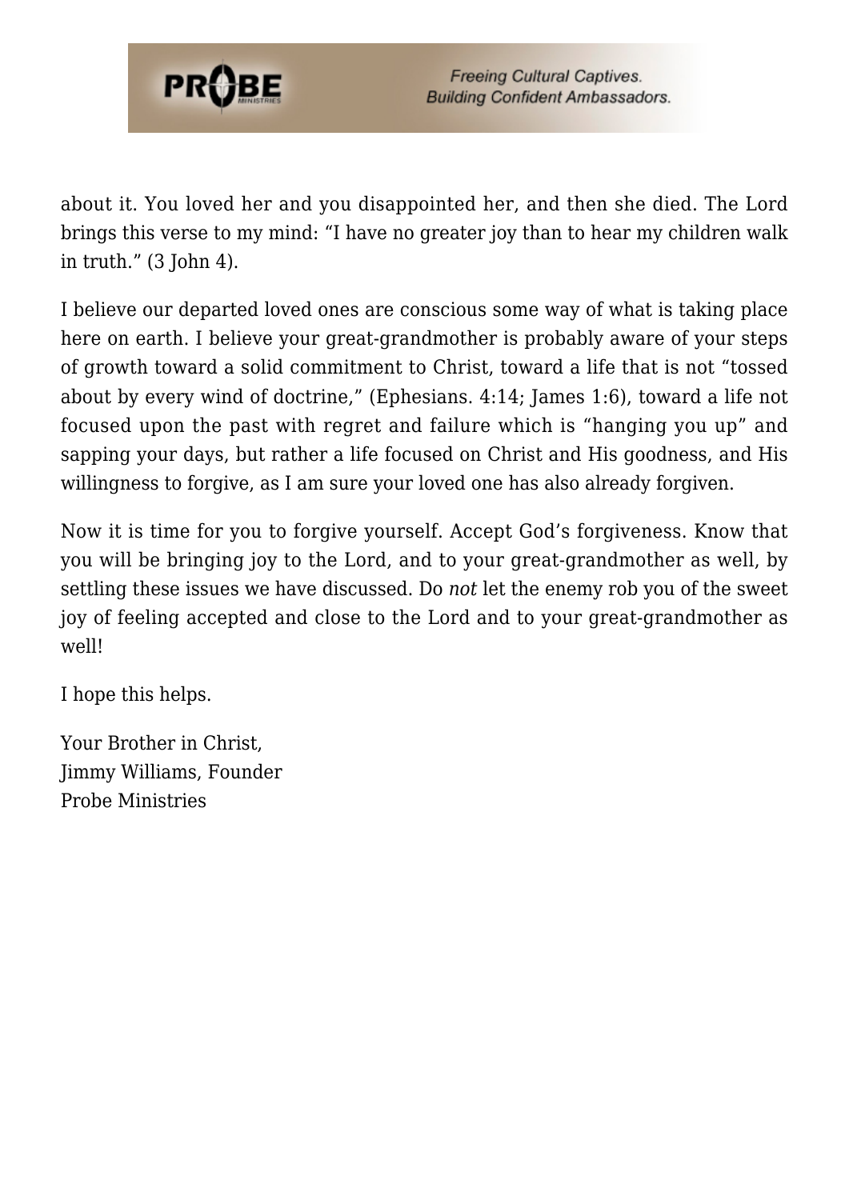about it. You loved her and you disappointed her, and then she died. The Lord brings this verse to my mind: "I have no greater joy than to hear my children walk in truth." (3 John 4).

I believe our departed loved ones are conscious some way of what is taking place here on earth. I believe your great-grandmother is probably aware of your steps of growth toward a solid commitment to Christ, toward a life that is not "tossed about by every wind of doctrine," (Ephesians. 4:14; James 1:6), toward a life not focused upon the past with regret and failure which is "hanging you up" and sapping your days, but rather a life focused on Christ and His goodness, and His willingness to forgive, as I am sure your loved one has also already forgiven.

Now it is time for you to forgive yourself. Accept God's forgiveness. Know that you will be bringing joy to the Lord, and to your great-grandmother as well, by settling these issues we have discussed. Do *not* let the enemy rob you of the sweet joy of feeling accepted and close to the Lord and to your great-grandmother as well!

I hope this helps.

Your Brother in Christ,
Jimmy Williams, Founder
Probe Ministries